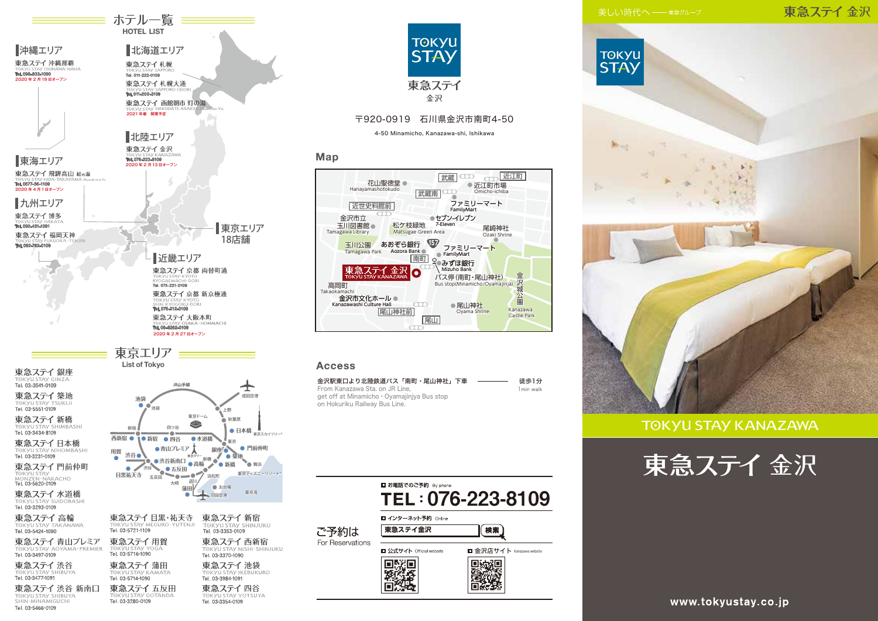# ホテル一覧
HOTEL LIST

## 沖縄エリア

東急ステイ 沖縄那覇
TOKYU STAY OKINAWA-NAHA
Tel. 098-833-1090
2020 年 2 月 19 日オープン

## 東海エリア

東急ステイ 飛騨高山 結の湯
TOKYU STAY HIDA-TAKAYAMA Musubi-no-Yu
Tel. 0577-36-1109
2020 年 4 月 1 日オープン

## 九州エリア

東急ステイ 博多
TOKYU STAY HAKATA
Tel. 092-431-1091

東急ステイ 福岡天神
TOKYU STAY FUKUOKA-TENJIN
Tel. 092-762-0109

## 北海道エリア

東急ステイ 札幌
TOKYU STAY SAPPORO
Tel. 011-222-0109

東急ステイ 札幌大通
TOKYU STAY SAPPORO-ODORI
Tel. 011-200-3109

東急ステイ 函館朝市 灯の湯
TOKYU STAY HAKODATE-ASAICHI Akari-no-Yu
2021 年春 開業予定

## 北陸エリア

東急ステイ 金沢
TOKYU STAY KANAZAWA
Tel. 076-223-8109
2020 年 2 月 13 日オープン

## 東京エリア
18店舗

## 近畿エリア

東急ステイ 京都 両替町通
TOKYU STAY KYOTO RYOGAEMACHI-DORI
Tel. 075-221-0109

東急ステイ 京都 新京極通
TOKYU STAY KYOTO SHIN-KYOGOKU-DORI
Tel. 075-212-0109

東急ステイ 大阪本町
TOKYU STAY OSAKA-HOMMACHI
Tel. 06-6262-0109
2020 年 2 月 27 日オープン

# 東京エリア
List of Tokyo

東急ステイ 銀座
TOKYU STAY GINZA
Tel. 03-3541-0109

東急ステイ 築地
TOKYU STAY TSUKIJI
Tel. 03-5551-0109

東急ステイ 新橋
TOKYU STAY SHIMBASHI
Tel. 03-3434-8109

東急ステイ 日本橋
TOKYU STAY NIHOMBASHI
Tel. 03-3231-0109

東急ステイ 門前仲町
TOKYU STAY MONZEN-NAKACHO
Tel. 03-5620-0109

東急ステイ 水道橋
TOKYU STAY SUIDOBASHI
Tel. 03-3293-0109

東急ステイ 高輪
TOKYU STAY TAKANAWA
Tel. 03-5424-1090

東急ステイ 青山プレミア
TOKYU STAY AOYAMA-PREMIER
Tel. 03-3497-0109

東急ステイ 渋谷
TOKYU STAY SHIBUYA
Tel. 03-3477-1091

東急ステイ 渋谷 新南口
TOKYU STAY SHIBUYA SHIN-MINAMIGUCHI
Tel. 03-5466-0109

東急ステイ 目黒・祐天寺
TOKYU STAY MEGURO-YUTENJI
Tel. 03-5721-1109

東急ステイ 用賀
TOKYU STAY YOGA
Tel. 03-5716-1090

東急ステイ 蒲田
TOKYU STAY KAMATA
Tel. 03-5714-1090

東急ステイ 五反田
TOKYU STAY GOTANDA
Tel. 03-3280-0109

東急ステイ 新宿
TOKYU STAY SHINJUKU
Tel. 03-3353-0109

東急ステイ 西新宿
TOKYU STAY NISHI-SHINJUKU
Tel. 03-3370-1090

東急ステイ 池袋
TOKYU STAY IKEBUKURO
Tel. 03-3984-1091

東急ステイ 四谷
TOKYU STAY YOTSUYA
Tel. 03-3354-0109

---

TOKYU STAY
東急ステイ
金沢

〒920-0919 石川県金沢市南町4-50

4-50 Minamicho, Kanazawa-shi, Ishikawa

## Map

## Access

金沢駅東口より北陸鉄道バス「南町・尾山神社」下車 —— 徒歩1分
From Kanazawa Sta. on JR Line, get off at Minamicho・Oyamajinjya Bus stop on Hokuriku Railway Bus Line. —— 1 min walk

## ご予約は
For Reservations

お電話でのご予約 By phone
**TEL：076-223-8109**

インターネット予約 Online
東急ステイ金沢 検索

公式サイト Official website

金沢店サイト Kanazawa website

---

美しい時代へ —— 東急グループ

東急ステイ 金沢

TOKYU STAY

TOKYU STAY KANAZAWA

# 東急ステイ 金沢

www.tokyustay.co.jp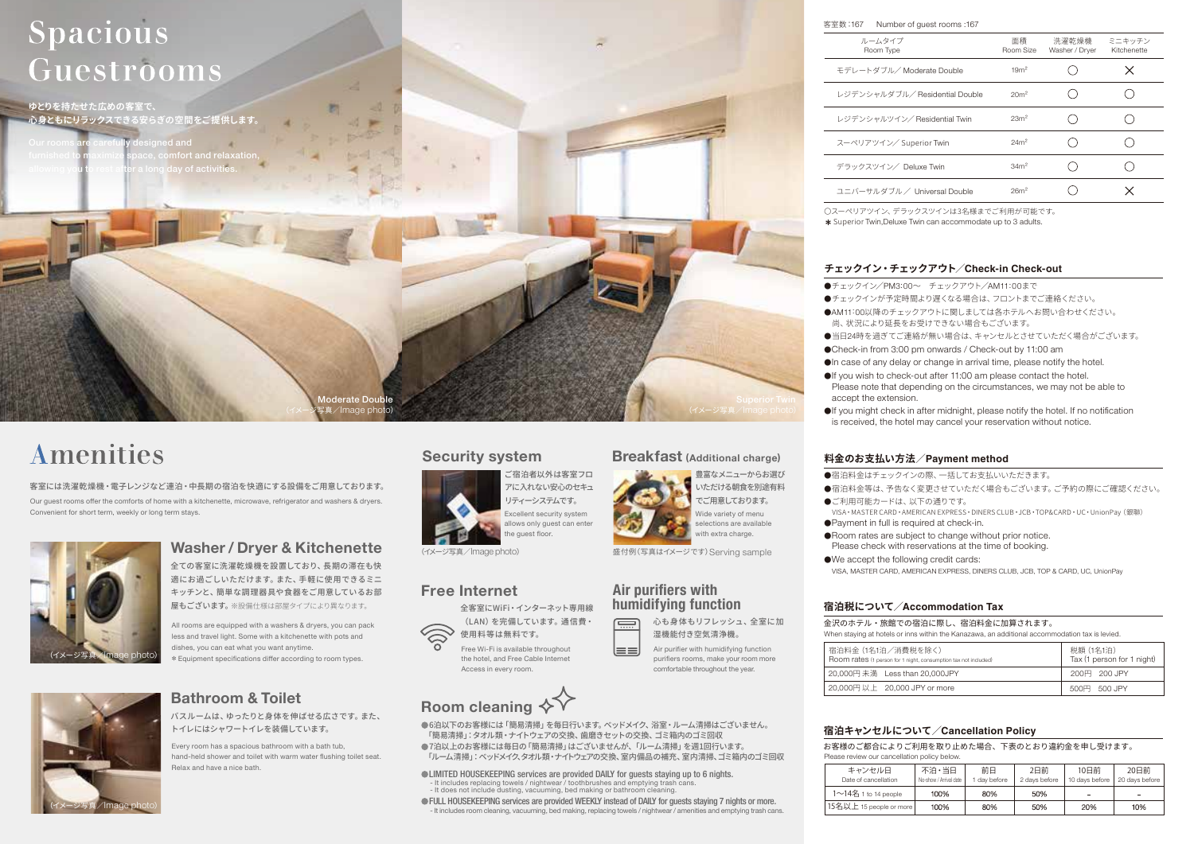# Spacious Guestrooms

ゆとりを持たせた広めの客室で、心身ともにリラックスできる安らぎの空間をご提供します。

Our rooms are carefully designed and furnished to maximize space, comfort and relaxation, allowing you to rest after a long day of activities.

Moderate Double
(イメージ写真／Image photo)

Superior Twin
(イメージ写真／Image photo)

# Amenities

客室には洗濯乾燥機・電子レンジなど連泊・中長期の宿泊を快適にする設備をご用意しております。

Our guest rooms offer the comforts of home with a kitchenette, microwave, refrigerator and washers & dryers. Convenient for short term, weekly or long term stays.

## Washer / Dryer & Kitchenette

全ての客室に洗濯乾燥機を設置しており、長期の滞在も快適にお過ごしいただけます。また、手軽に使用できるミニキッチンと、簡単な調理器具や食器をご用意しているお部屋もございます。※設備仕様は部屋タイプにより異なります。

All rooms are equipped with a washers & dryers, you can pack less and travel light. Some with a kitchenette with pots and dishes, you can eat what you want anytime.
＊Equipment specifications differ according to room types.

(イメージ写真／Image photo)

## Bathroom & Toilet

バスルームは、ゆったりと身体を伸ばせる広さです。また、トイレにはシャワートイレを装備しています。

Every room has a spacious bathroom with a bath tub, hand-held shower and toilet with warm water flushing toilet seat. Relax and have a nice bath.

(イメージ写真／Image photo)

## Security system

ご宿泊者以外は客室フロアに入れない安心のセキュリティーシステムです。

Excellent security system allows only guest can enter the guest floor.

(イメージ写真／Image photo)

## Breakfast (Additional charge)

豊富なメニューからお選びいただける朝食を別途有料でご用意しております。

Wide variety of menu selections are available with extra charge.

盛付例(写真はイメージです) Serving sample

## Free Internet

全客室にWiFi・インターネット専用線（LAN）を完備しています。通信費・使用料等は無料です。

Free Wi-Fi is available throughout the hotel, and Free Cable Internet Access in every room.

## Air purifiers with humidifying function

心も身体もリフレッシュ、全室に加湿機能付き空気清浄機。

Air purifier with humidifying function purifiers rooms, make your room more comfortable throughout the year.

## Room cleaning

●6泊以下のお客様には「簡易清掃」を毎日行います。ベッドメイク、浴室・ルーム清掃はございません。
「簡易清掃」：タオル類・ナイトウェアの交換、歯磨きセットの交換、ゴミ箱内のゴミ回収
●7泊以上のお客様には毎日の「簡易清掃」はございませんが、「ルーム清掃」を週1回行います。
「ルーム清掃」：ベッドメイク、タオル類・ナイトウェアの交換、室内備品の補充、室内清掃、ゴミ箱内のゴミ回収

●**LIMITED HOUSEKEEPING services are provided DAILY for guests staying up to 6 nights.**
- It includes replacing towels / nightwear / toothbrushes and emptying trash cans.
- It does not include dusting, vacuuming, bed making or bathroom cleaning.

●**FULL HOUSEKEEPING services are provided WEEKLY instead of DAILY for guests staying 7 nights or more.**
- It includes room cleaning, vacuuming, bed making, replacing towels / nightwear / amenities and emptying trash cans.

客室数：167　Number of guest rooms :167

| ルームタイプ Room Type | 面積 Room Size | 洗濯乾燥機 Washer / Dryer | ミニキッチン Kitchenette |
|---|---|---|---|
| モデレートダブル／ Moderate Double | 19m² | ○ | × |
| レジデンシャルダブル／ Residential Double | 20m² | ○ | ○ |
| レジデンシャルツイン／ Residential Twin | 23m² | ○ | ○ |
| スーペリアツイン／ Superior Twin | 24m² | ○ | ○ |
| デラックスツイン／ Deluxe Twin | 34m² | ○ | ○ |
| ユニバーサルダブル／ Universal Double | 26m² | ○ | × |

○スーペリアツイン、デラックスツインは3名様までご利用が可能です。
＊Superior Twin,Deluxe Twin can accommodate up to 3 adults.

## チェックイン・チェックアウト／Check-in Check-out

●チェックイン／PM3:00〜　チェックアウト／AM11:00まで
●チェックインが予定時間より遅くなる場合は、フロントまでご連絡ください。
●AM11:00以降のチェックアウトに関しましては各ホテルへお問い合わせください。
尚、状況により延長をお受けできない場合もございます。
●当日24時を過ぎてご連絡が無い場合は、キャンセルとさせていただく場合がございます。
●Check-in from 3:00 pm onwards / Check-out by 11:00 am
●In case of any delay or change in arrival time, please notify the hotel.
●If you wish to check-out after 11:00 am please contact the hotel.
Please note that depending on the circumstances, we may not be able to accept the extension.
●If you might check in after midnight, please notify the hotel. If no notification is received, the hotel may cancel your reservation without notice.

## 料金のお支払い方法／Payment method

●宿泊料金はチェックインの際、一括してお支払いいただきます。
●宿泊料金等は、予告なく変更させていただく場合もございます。ご予約の際にご確認ください。
●ご利用可能カードは、以下の通りです。
VISA・MASTER CARD・AMERICAN EXPRESS・DINERS CLUB・JCB・TOP&CARD・UC・UnionPay（銀聯）
●Payment in full is required at check-in.
●Room rates are subject to change without prior notice.
Please check with reservations at the time of booking.
●We accept the following credit cards:
VISA, MASTER CARD, AMERICAN EXPRESS, DINERS CLUB, JCB, TOP & CARD, UC, UnionPay

## 宿泊税について／Accommodation Tax

金沢のホテル・旅館での宿泊に際し、宿泊料金に加算されます。
When staying at hotels or inns within the Kanazawa, an additional accommodation tax is levied.

| 宿泊料金（1名1泊／消費税を除く） Room rates (1 person for 1 night, consumption tax not included) | 税額（1名1泊） Tax (1 person for 1 night) |
|---|---|
| 20,000円 未満　Less than 20,000JPY | 200円　200 JPY |
| 20,000円 以上　20,000 JPY or more | 500円　500 JPY |

## 宿泊キャンセルについて／Cancellation Policy

お客様のご都合によりご利用を取り止めた場合、下表のとおり違約金を申し受けます。
Please review our cancellation policy below.

| キャンセル日 Date of cancellation | 不泊・当日 No-show / Arrival date | 前日 1 day before | 2日前 2 days before | 10日前 10 days before | 20日前 20 days before |
|---|---|---|---|---|---|
| 1〜14名 1 to 14 people | 100% | 80% | 50% | – | – |
| 15名以上 15 people or more | 100% | 80% | 50% | 20% | 10% |